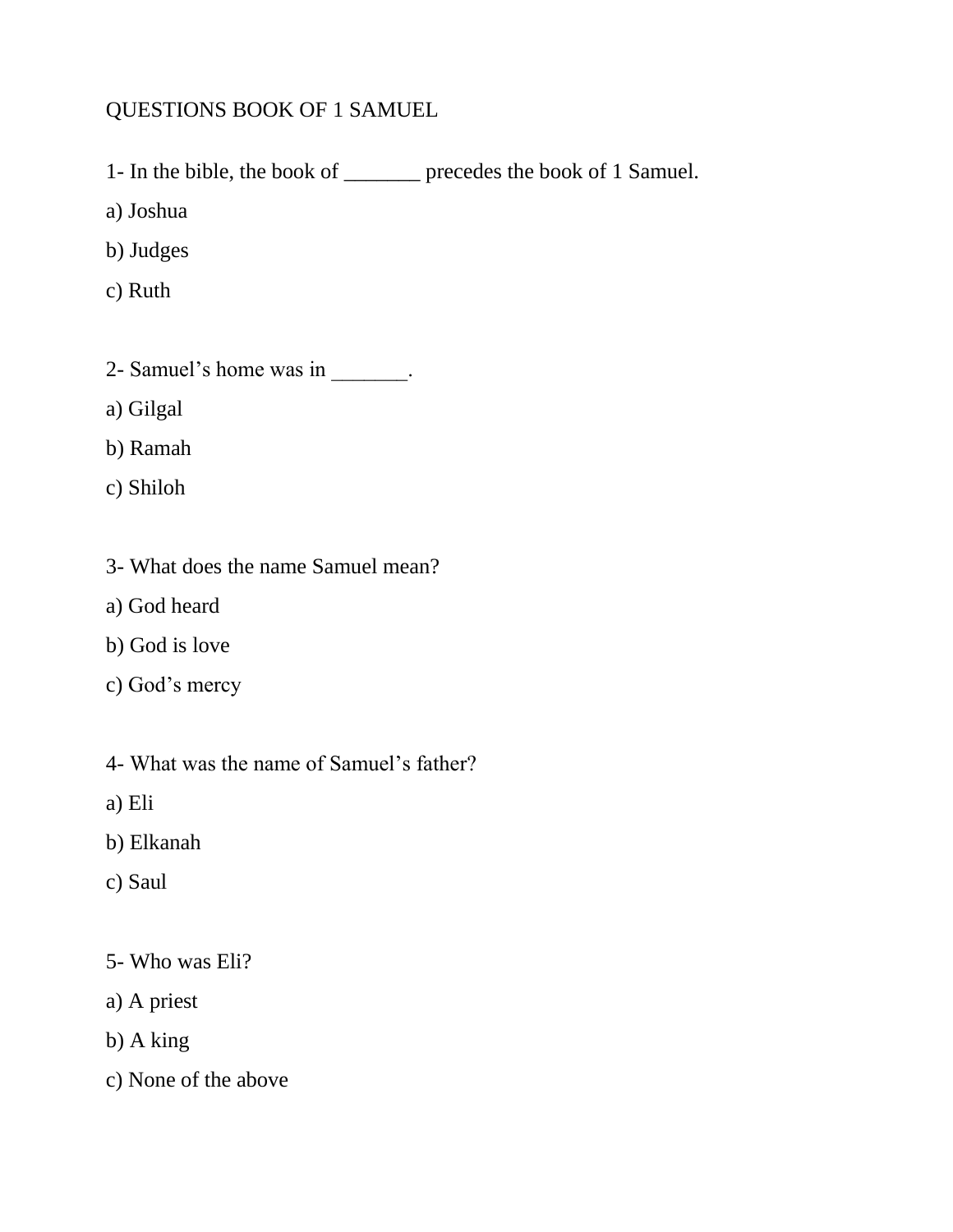# QUESTIONS BOOK OF 1 SAMUEL

1- In the bible, the book of _______ precedes the book of 1 Samuel.

a) Joshua

b) Judges

c) Ruth

2- Samuel's home was in _______.

a) Gilgal

b) Ramah

c) Shiloh

3- What does the name Samuel mean?

a) God heard

b) God is love

c) God's mercy

4- What was the name of Samuel's father?

a) Eli

b) Elkanah

c) Saul

5- Who was Eli?

a) A priest

b) A king

c) None of the above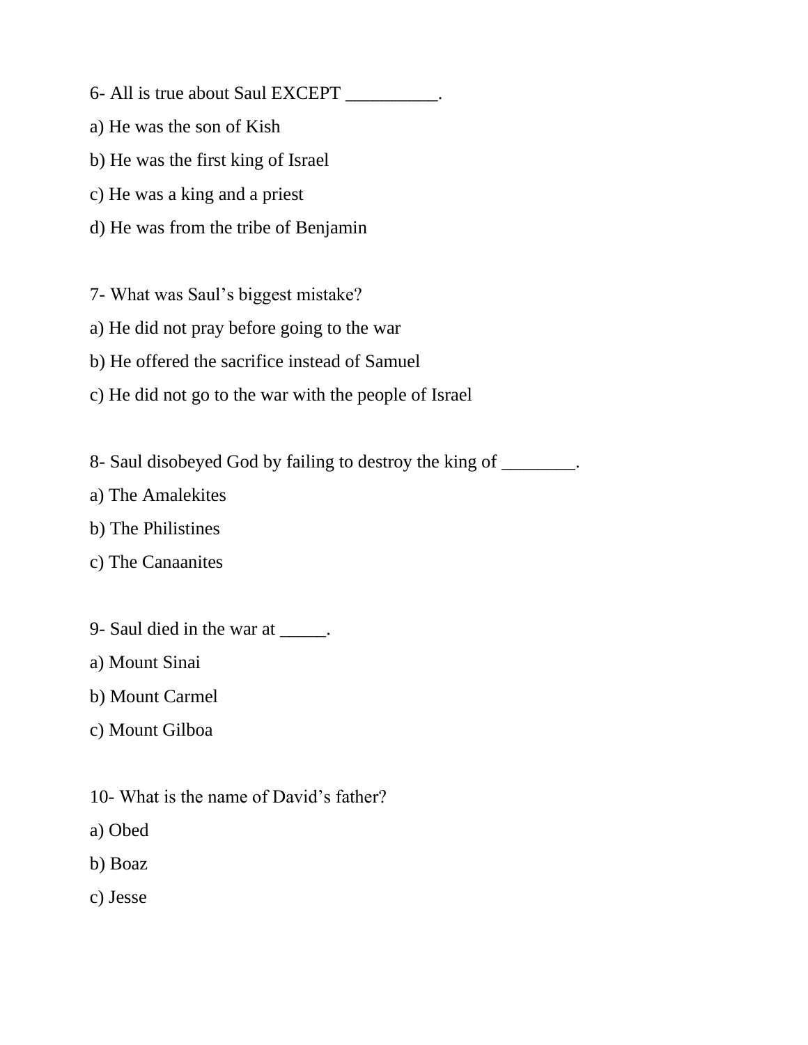6- All is true about Saul EXCEPT __________.

a) He was the son of Kish

b) He was the first king of Israel

c) He was a king and a priest

d) He was from the tribe of Benjamin

7- What was Saul's biggest mistake?

a) He did not pray before going to the war

b) He offered the sacrifice instead of Samuel

c) He did not go to the war with the people of Israel

8- Saul disobeyed God by failing to destroy the king of ________.

a) The Amalekites

b) The Philistines

c) The Canaanites

9- Saul died in the war at _____.

a) Mount Sinai

b) Mount Carmel

c) Mount Gilboa

10- What is the name of David's father?

a) Obed

b) Boaz

c) Jesse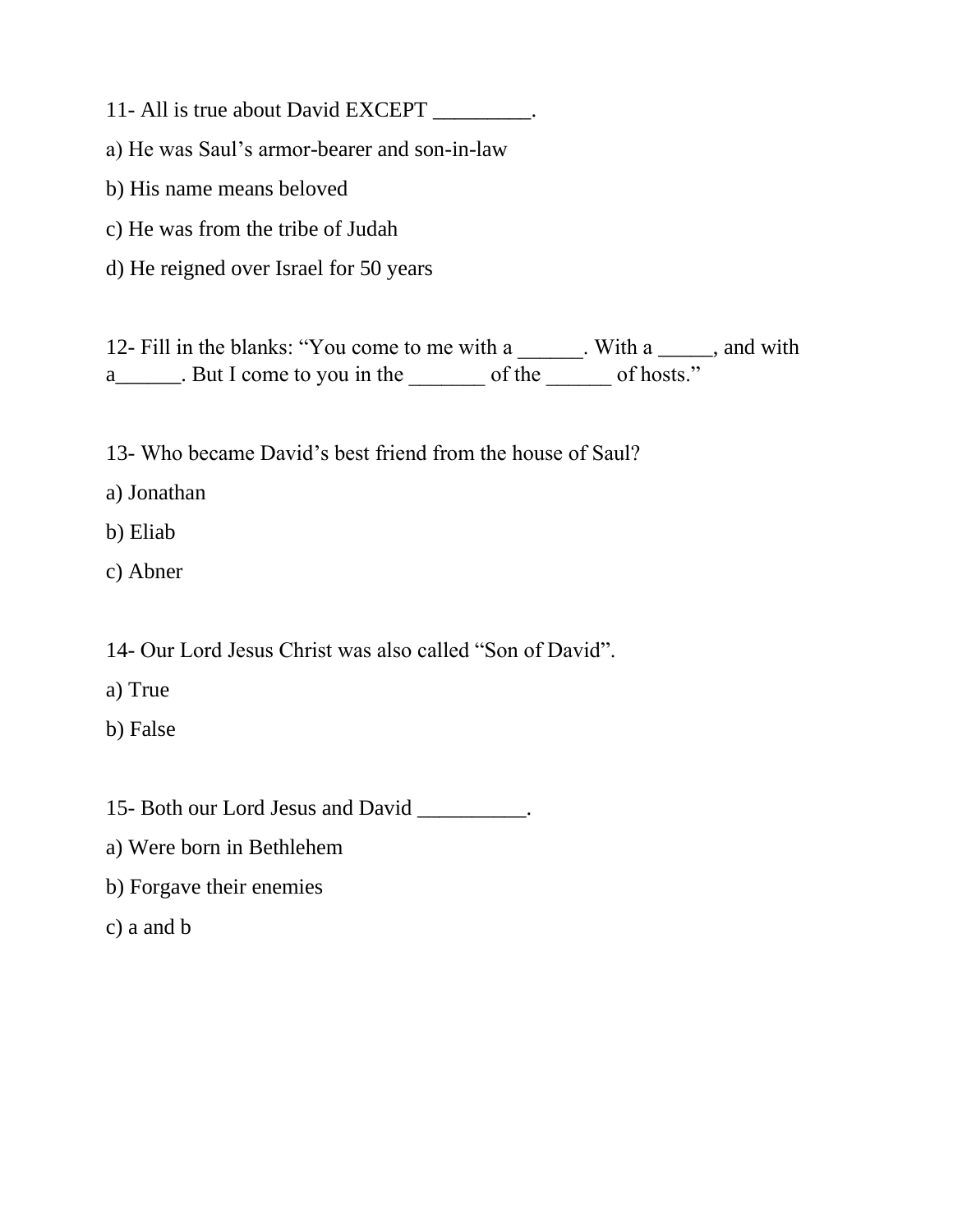11- All is true about David EXCEPT _________.

a) He was Saul's armor-bearer and son-in-law

b) His name means beloved

c) He was from the tribe of Judah

d) He reigned over Israel for 50 years

12- Fill in the blanks: "You come to me with a ______. With a _____, and with a______. But I come to you in the _______ of the ______ of hosts."

13- Who became David's best friend from the house of Saul?

a) Jonathan

b) Eliab

c) Abner

14- Our Lord Jesus Christ was also called "Son of David".

a) True

b) False

15- Both our Lord Jesus and David __________.

a) Were born in Bethlehem

b) Forgave their enemies

c) a and b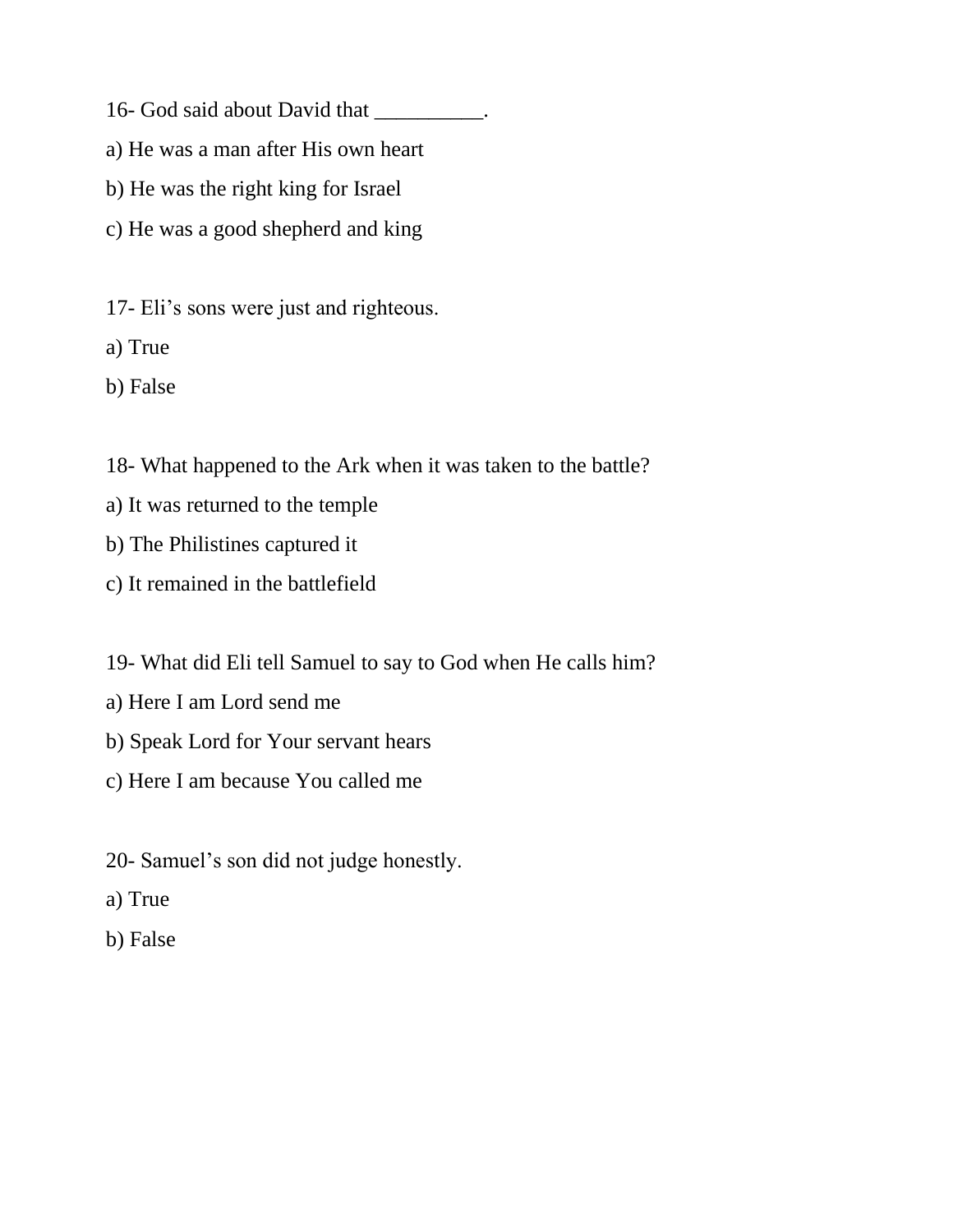16- God said about David that __________.

a) He was a man after His own heart

b) He was the right king for Israel

c) He was a good shepherd and king

17- Eli's sons were just and righteous.

a) True

b) False

18- What happened to the Ark when it was taken to the battle?

a) It was returned to the temple

b) The Philistines captured it

c) It remained in the battlefield

19- What did Eli tell Samuel to say to God when He calls him?

a) Here I am Lord send me

b) Speak Lord for Your servant hears

c) Here I am because You called me

20- Samuel's son did not judge honestly.

a) True

b) False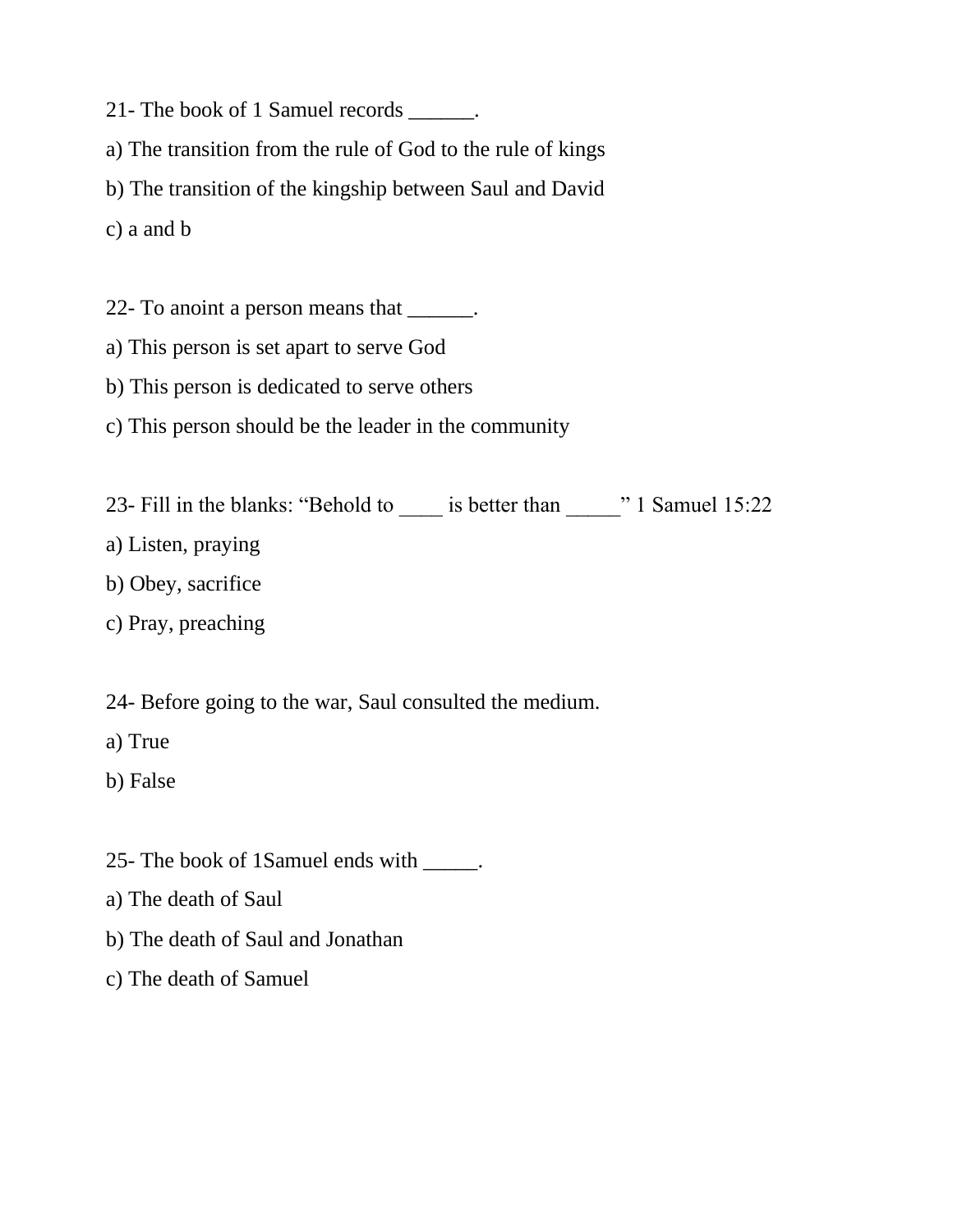21- The book of 1 Samuel records ______.

a) The transition from the rule of God to the rule of kings

b) The transition of the kingship between Saul and David

c) a and b

22- To anoint a person means that ______.

a) This person is set apart to serve God

b) This person is dedicated to serve others

c) This person should be the leader in the community

23- Fill in the blanks: “Behold to ____ is better than _____” 1 Samuel 15:22

a) Listen, praying

b) Obey, sacrifice

c) Pray, preaching

24- Before going to the war, Saul consulted the medium.

a) True

b) False

25- The book of 1Samuel ends with _____.

a) The death of Saul

b) The death of Saul and Jonathan

c) The death of Samuel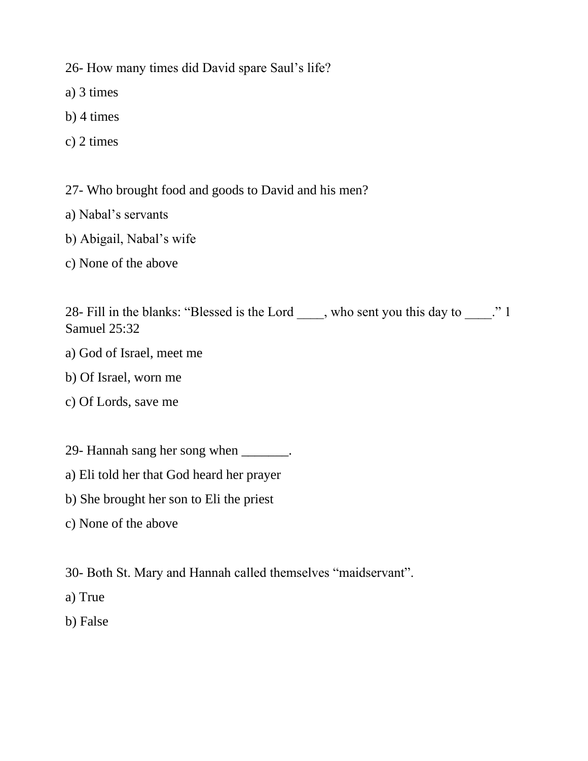26- How many times did David spare Saul's life?

a) 3 times

b) 4 times

c) 2 times

27- Who brought food and goods to David and his men?

a) Nabal's servants

b) Abigail, Nabal's wife

c) None of the above

28- Fill in the blanks: "Blessed is the Lord ____, who sent you this day to ____." 1 Samuel 25:32

a) God of Israel, meet me

b) Of Israel, worn me

c) Of Lords, save me

29- Hannah sang her song when _______.

a) Eli told her that God heard her prayer

b) She brought her son to Eli the priest

c) None of the above

30- Both St. Mary and Hannah called themselves "maidservant".

a) True

b) False